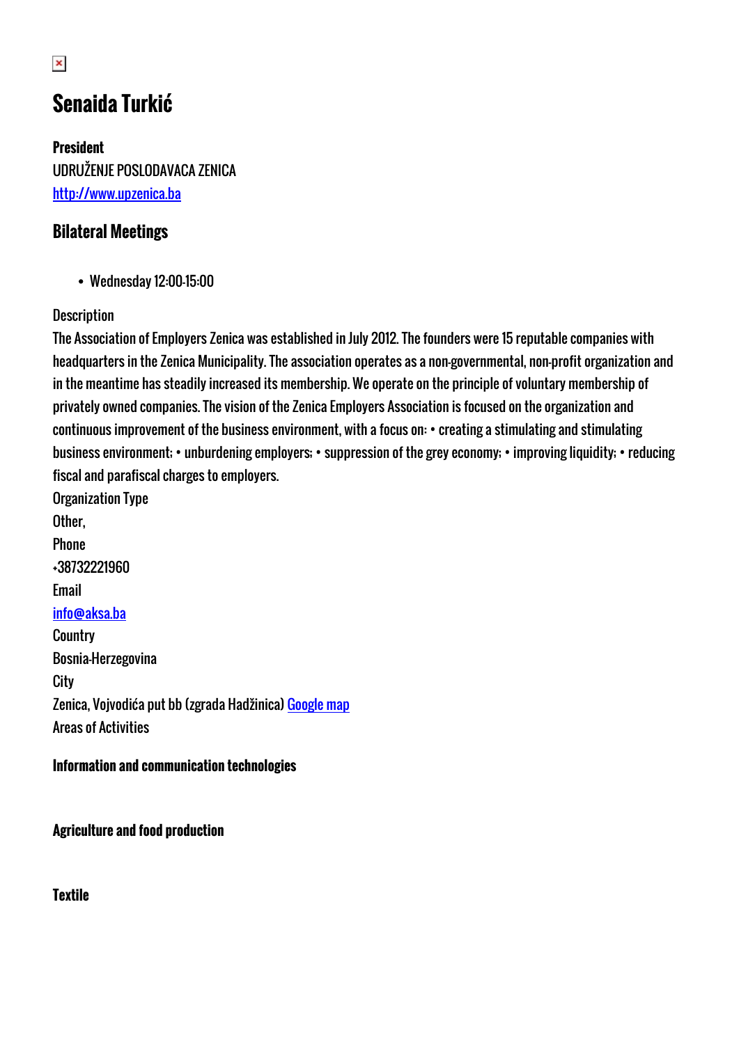# Senaida Turkić

**President**
UDRUŽENJE POSLODAVACA ZENICA
http://www.upzenica.ba

## Bilateral Meetings

- Wednesday 12:00-15:00

Description
The Association of Employers Zenica was established in July 2012. The founders were 15 reputable companies with headquarters in the Zenica Municipality. The association operates as a non-governmental, non-profit organization and in the meantime has steadily increased its membership. We operate on the principle of voluntary membership of privately owned companies. The vision of the Zenica Employers Association is focused on the organization and continuous improvement of the business environment, with a focus on: • creating a stimulating and stimulating business environment; • unburdening employers; • suppression of the grey economy; • improving liquidity; • reducing fiscal and parafiscal charges to employers.
Organization Type
Other,
Phone
+38732221960
Email
info@aksa.ba
Country
Bosnia-Herzegovina
City
Zenica, Vojvodića put bb (zgrada Hadžinica) Google map
Areas of Activities

**Information and communication technologies**

**Agriculture and food production**

**Textile**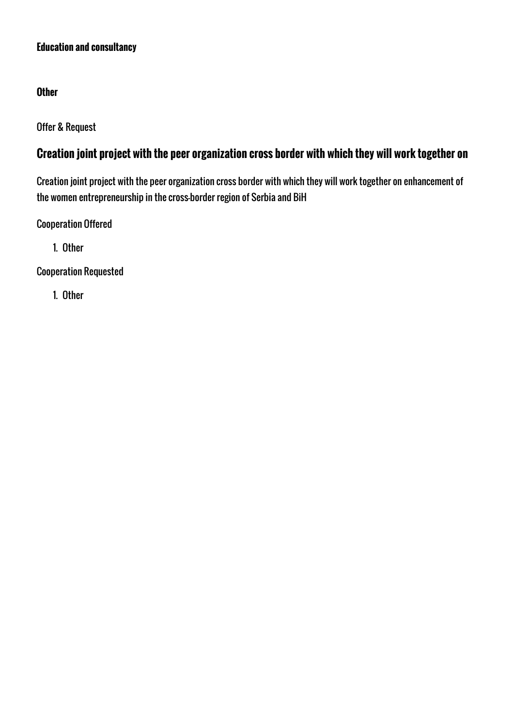**Education and consultancy**

**Other**

Offer & Request

## Creation joint project with the peer organization cross border with which they will work together on

Creation joint project with the peer organization cross border with which they will work together on enhancement of the women entrepreneurship in the cross-border region of Serbia and BiH

Cooperation Offered

1. Other

Cooperation Requested

1. Other